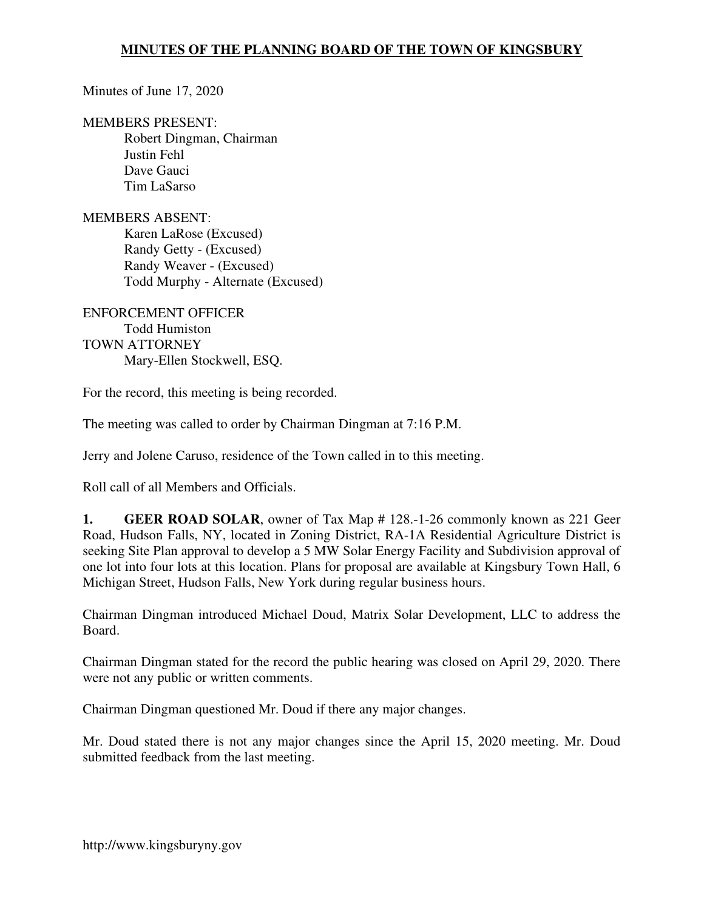# MINUTES OF THE PLANNING BOARD OF THE TOWN OF KINGSBURY

Minutes of June 17, 2020

MEMBERS PRESENT:

Robert Dingman, Chairman
Justin Fehl
Dave Gauci
Tim LaSarso

MEMBERS ABSENT:

Karen LaRose (Excused)
Randy Getty - (Excused)
Randy Weaver - (Excused)
Todd Murphy - Alternate (Excused)

ENFORCEMENT OFFICER

Todd Humiston

TOWN ATTORNEY

Mary-Ellen Stockwell, ESQ.

For the record, this meeting is being recorded.

The meeting was called to order by Chairman Dingman at 7:16 P.M.

Jerry and Jolene Caruso, residence of the Town called in to this meeting.

Roll call of all Members and Officials.

**1. GEER ROAD SOLAR**, owner of Tax Map # 128.-1-26 commonly known as 221 Geer Road, Hudson Falls, NY, located in Zoning District, RA-1A Residential Agriculture District is seeking Site Plan approval to develop a 5 MW Solar Energy Facility and Subdivision approval of one lot into four lots at this location. Plans for proposal are available at Kingsbury Town Hall, 6 Michigan Street, Hudson Falls, New York during regular business hours.

Chairman Dingman introduced Michael Doud, Matrix Solar Development, LLC to address the Board.

Chairman Dingman stated for the record the public hearing was closed on April 29, 2020. There were not any public or written comments.

Chairman Dingman questioned Mr. Doud if there any major changes.

Mr. Doud stated there is not any major changes since the April 15, 2020 meeting. Mr. Doud submitted feedback from the last meeting.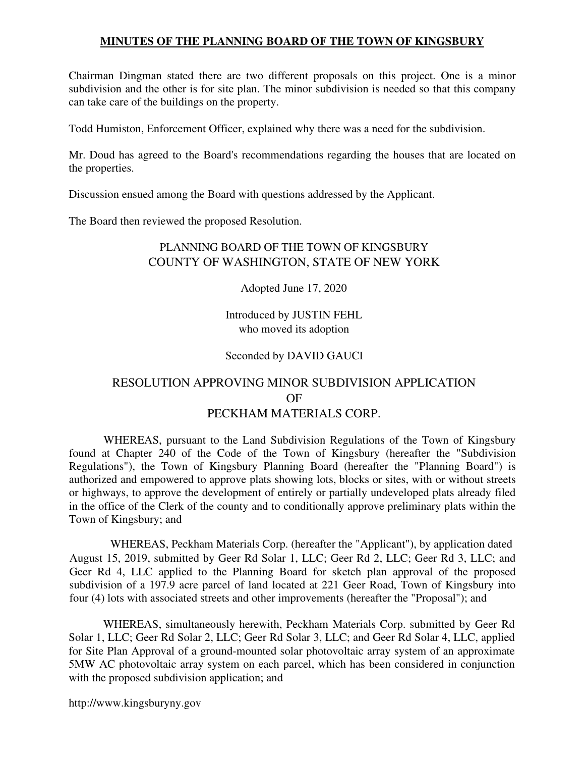**MINUTES OF THE PLANNING BOARD OF THE TOWN OF KINGSBURY**

Chairman Dingman stated there are two different proposals on this project. One is a minor subdivision and the other is for site plan. The minor subdivision is needed so that this company can take care of the buildings on the property.

Todd Humiston, Enforcement Officer, explained why there was a need for the subdivision.

Mr. Doud has agreed to the Board's recommendations regarding the houses that are located on the properties.

Discussion ensued among the Board with questions addressed by the Applicant.

The Board then reviewed the proposed Resolution.

PLANNING BOARD OF THE TOWN OF KINGSBURY
COUNTY OF WASHINGTON, STATE OF NEW YORK

Adopted June 17, 2020

Introduced by JUSTIN FEHL
who moved its adoption

Seconded by DAVID GAUCI

RESOLUTION APPROVING MINOR SUBDIVISION APPLICATION
OF
PECKHAM MATERIALS CORP.

WHEREAS, pursuant to the Land Subdivision Regulations of the Town of Kingsbury found at Chapter 240 of the Code of the Town of Kingsbury (hereafter the "Subdivision Regulations"), the Town of Kingsbury Planning Board (hereafter the "Planning Board") is authorized and empowered to approve plats showing lots, blocks or sites, with or without streets or highways, to approve the development of entirely or partially undeveloped plats already filed in the office of the Clerk of the county and to conditionally approve preliminary plats within the Town of Kingsbury; and

WHEREAS, Peckham Materials Corp. (hereafter the "Applicant"), by application dated August 15, 2019, submitted by Geer Rd Solar 1, LLC; Geer Rd 2, LLC; Geer Rd 3, LLC; and Geer Rd 4, LLC applied to the Planning Board for sketch plan approval of the proposed subdivision of a 197.9 acre parcel of land located at 221 Geer Road, Town of Kingsbury into four (4) lots with associated streets and other improvements (hereafter the "Proposal"); and

WHEREAS, simultaneously herewith, Peckham Materials Corp. submitted by Geer Rd Solar 1, LLC; Geer Rd Solar 2, LLC; Geer Rd Solar 3, LLC; and Geer Rd Solar 4, LLC, applied for Site Plan Approval of a ground-mounted solar photovoltaic array system of an approximate 5MW AC photovoltaic array system on each parcel, which has been considered in conjunction with the proposed subdivision application; and

http://www.kingsburyny.gov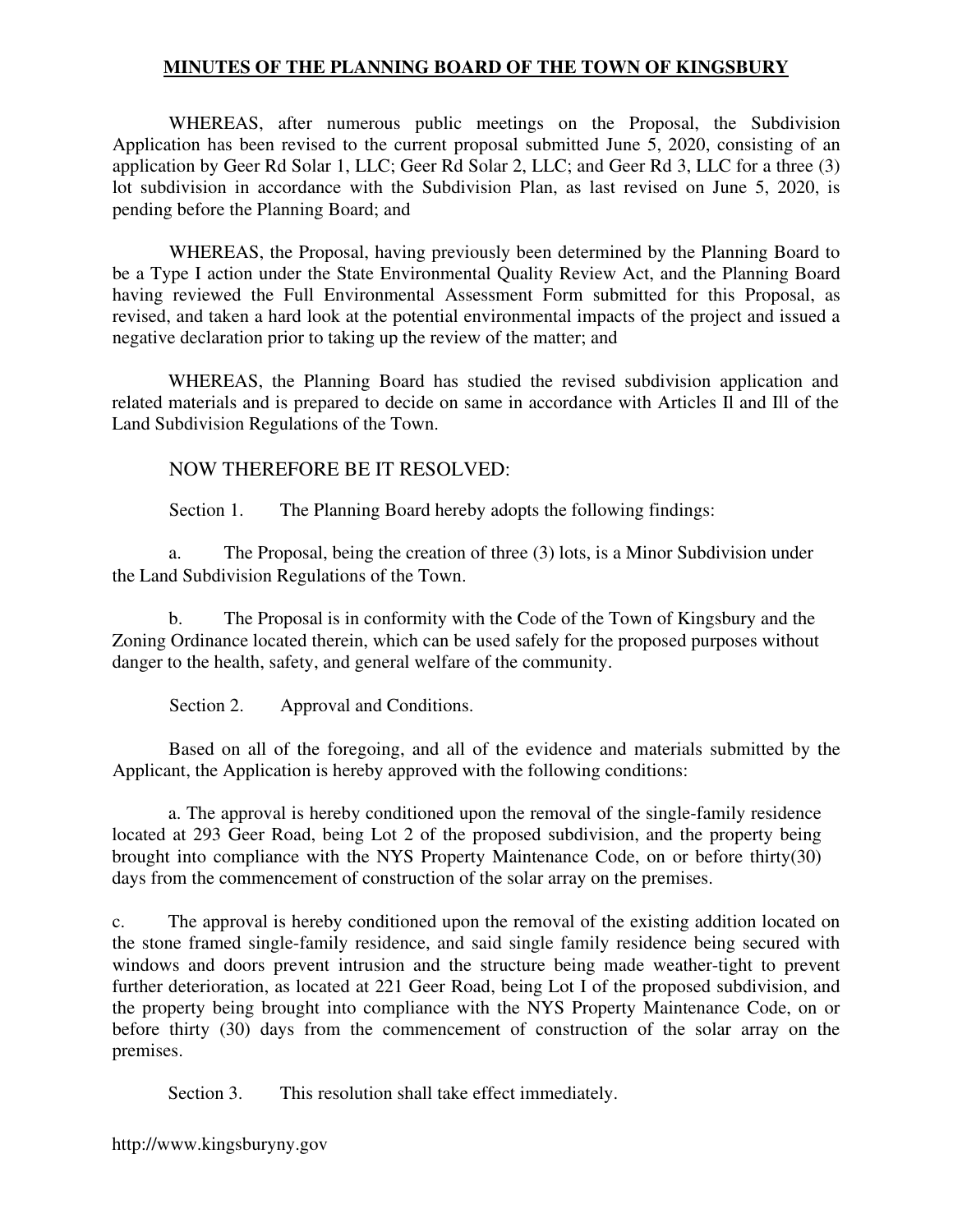## MINUTES OF THE PLANNING BOARD OF THE TOWN OF KINGSBURY

WHEREAS, after numerous public meetings on the Proposal, the Subdivision Application has been revised to the current proposal submitted June 5, 2020, consisting of an application by Geer Rd Solar 1, LLC; Geer Rd Solar 2, LLC; and Geer Rd 3, LLC for a three (3) lot subdivision in accordance with the Subdivision Plan, as last revised on June 5, 2020, is pending before the Planning Board; and

WHEREAS, the Proposal, having previously been determined by the Planning Board to be a Type I action under the State Environmental Quality Review Act, and the Planning Board having reviewed the Full Environmental Assessment Form submitted for this Proposal, as revised, and taken a hard look at the potential environmental impacts of the project and issued a negative declaration prior to taking up the review of the matter; and

WHEREAS, the Planning Board has studied the revised subdivision application and related materials and is prepared to decide on same in accordance with Articles Il and Ill of the Land Subdivision Regulations of the Town.

NOW THEREFORE BE IT RESOLVED:

Section 1. The Planning Board hereby adopts the following findings:

a. The Proposal, being the creation of three (3) lots, is a Minor Subdivision under the Land Subdivision Regulations of the Town.

b. The Proposal is in conformity with the Code of the Town of Kingsbury and the Zoning Ordinance located therein, which can be used safely for the proposed purposes without danger to the health, safety, and general welfare of the community.

Section 2. Approval and Conditions.

Based on all of the foregoing, and all of the evidence and materials submitted by the Applicant, the Application is hereby approved with the following conditions:

a. The approval is hereby conditioned upon the removal of the single-family residence located at 293 Geer Road, being Lot 2 of the proposed subdivision, and the property being brought into compliance with the NYS Property Maintenance Code, on or before thirty(30) days from the commencement of construction of the solar array on the premises.

c. The approval is hereby conditioned upon the removal of the existing addition located on the stone framed single-family residence, and said single family residence being secured with windows and doors prevent intrusion and the structure being made weather-tight to prevent further deterioration, as located at 221 Geer Road, being Lot I of the proposed subdivision, and the property being brought into compliance with the NYS Property Maintenance Code, on or before thirty (30) days from the commencement of construction of the solar array on the premises.

Section 3. This resolution shall take effect immediately.

http://www.kingsburyny.gov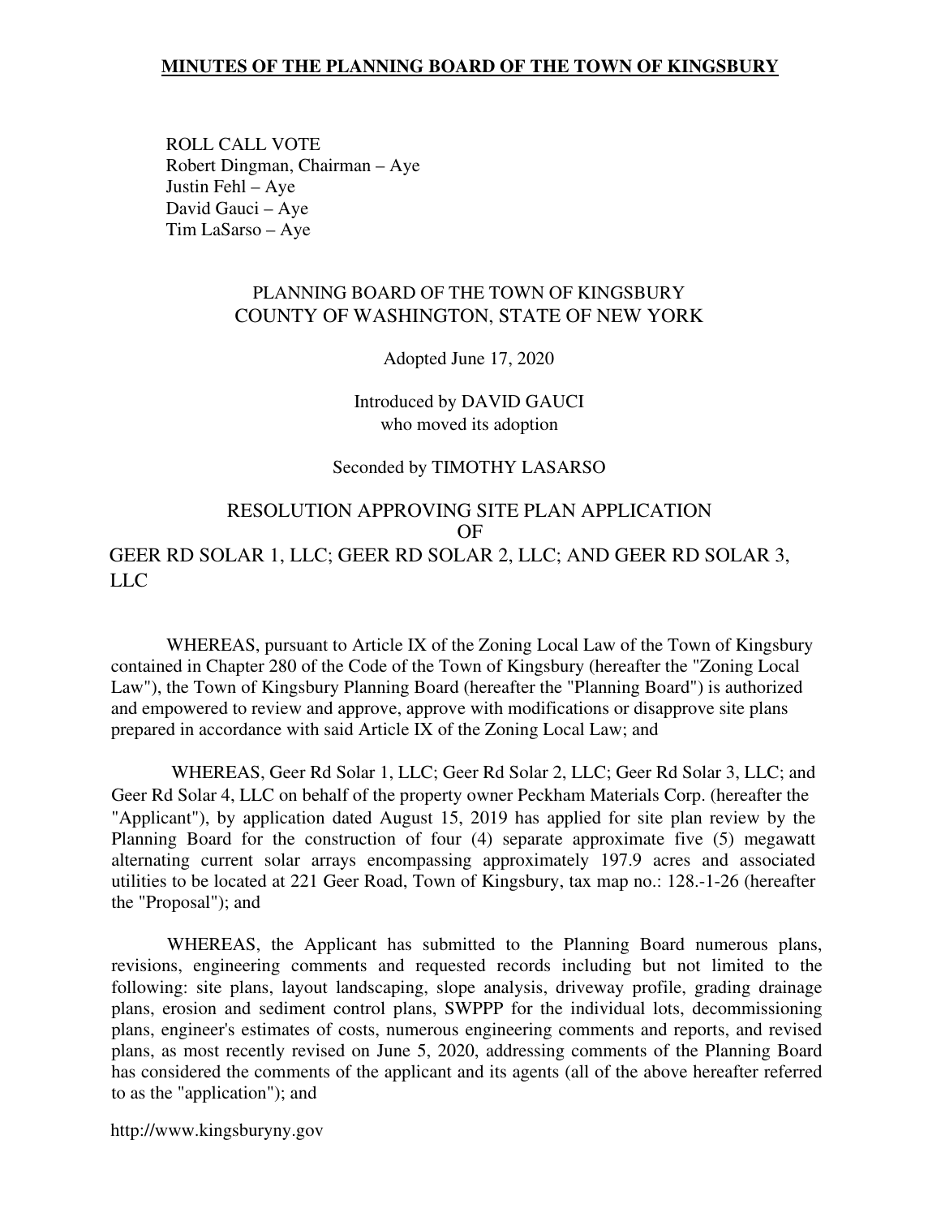ROLL CALL VOTE
Robert Dingman, Chairman – Aye
Justin Fehl – Aye
David Gauci – Aye
Tim LaSarso – Aye

PLANNING BOARD OF THE TOWN OF KINGSBURY
COUNTY OF WASHINGTON, STATE OF NEW YORK

Adopted June 17, 2020

Introduced by DAVID GAUCI
who moved its adoption

Seconded by TIMOTHY LASARSO

RESOLUTION APPROVING SITE PLAN APPLICATION
OF
GEER RD SOLAR 1, LLC; GEER RD SOLAR 2, LLC; AND GEER RD SOLAR 3, LLC

WHEREAS, pursuant to Article IX of the Zoning Local Law of the Town of Kingsbury contained in Chapter 280 of the Code of the Town of Kingsbury (hereafter the "Zoning Local Law"), the Town of Kingsbury Planning Board (hereafter the "Planning Board") is authorized and empowered to review and approve, approve with modifications or disapprove site plans prepared in accordance with said Article IX of the Zoning Local Law; and

WHEREAS, Geer Rd Solar 1, LLC; Geer Rd Solar 2, LLC; Geer Rd Solar 3, LLC; and Geer Rd Solar 4, LLC on behalf of the property owner Peckham Materials Corp. (hereafter the "Applicant"), by application dated August 15, 2019 has applied for site plan review by the Planning Board for the construction of four (4) separate approximate five (5) megawatt alternating current solar arrays encompassing approximately 197.9 acres and associated utilities to be located at 221 Geer Road, Town of Kingsbury, tax map no.: 128.-1-26 (hereafter the "Proposal"); and

WHEREAS, the Applicant has submitted to the Planning Board numerous plans, revisions, engineering comments and requested records including but not limited to the following: site plans, layout landscaping, slope analysis, driveway profile, grading drainage plans, erosion and sediment control plans, SWPPP for the individual lots, decommissioning plans, engineer's estimates of costs, numerous engineering comments and reports, and revised plans, as most recently revised on June 5, 2020, addressing comments of the Planning Board has considered the comments of the applicant and its agents (all of the above hereafter referred to as the "application"); and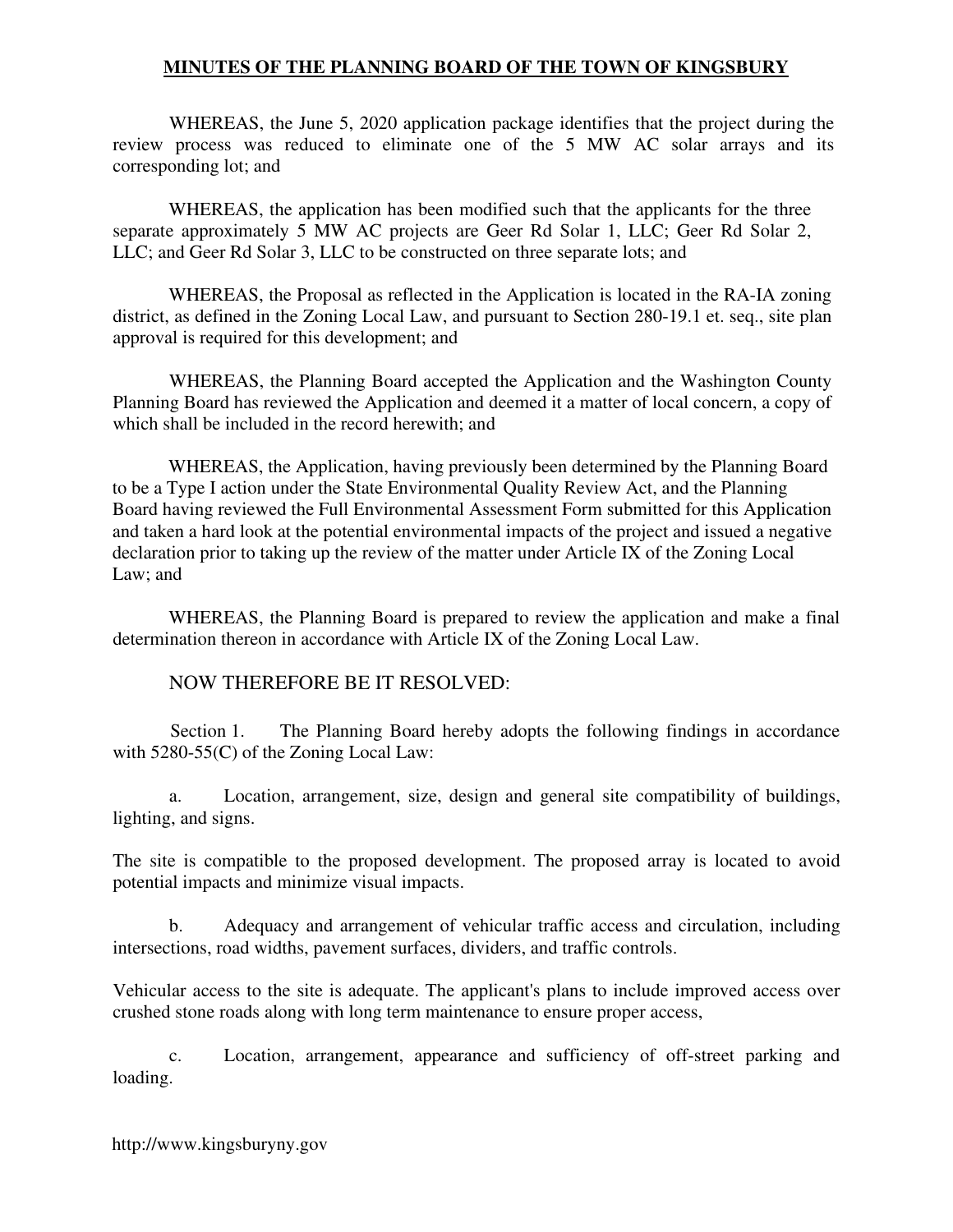WHEREAS, the June 5, 2020 application package identifies that the project during the review process was reduced to eliminate one of the 5 MW AC solar arrays and its corresponding lot; and

WHEREAS, the application has been modified such that the applicants for the three separate approximately 5 MW AC projects are Geer Rd Solar 1, LLC; Geer Rd Solar 2, LLC; and Geer Rd Solar 3, LLC to be constructed on three separate lots; and

WHEREAS, the Proposal as reflected in the Application is located in the RA-IA zoning district, as defined in the Zoning Local Law, and pursuant to Section 280-19.1 et. seq., site plan approval is required for this development; and

WHEREAS, the Planning Board accepted the Application and the Washington County Planning Board has reviewed the Application and deemed it a matter of local concern, a copy of which shall be included in the record herewith; and

WHEREAS, the Application, having previously been determined by the Planning Board to be a Type I action under the State Environmental Quality Review Act, and the Planning Board having reviewed the Full Environmental Assessment Form submitted for this Application and taken a hard look at the potential environmental impacts of the project and issued a negative declaration prior to taking up the review of the matter under Article IX of the Zoning Local Law; and

WHEREAS, the Planning Board is prepared to review the application and make a final determination thereon in accordance with Article IX of the Zoning Local Law.

NOW THEREFORE BE IT RESOLVED:

Section 1. The Planning Board hereby adopts the following findings in accordance with 5280-55(C) of the Zoning Local Law:

a. Location, arrangement, size, design and general site compatibility of buildings, lighting, and signs.

The site is compatible to the proposed development. The proposed array is located to avoid potential impacts and minimize visual impacts.

b. Adequacy and arrangement of vehicular traffic access and circulation, including intersections, road widths, pavement surfaces, dividers, and traffic controls.

Vehicular access to the site is adequate. The applicant's plans to include improved access over crushed stone roads along with long term maintenance to ensure proper access,

c. Location, arrangement, appearance and sufficiency of off-street parking and loading.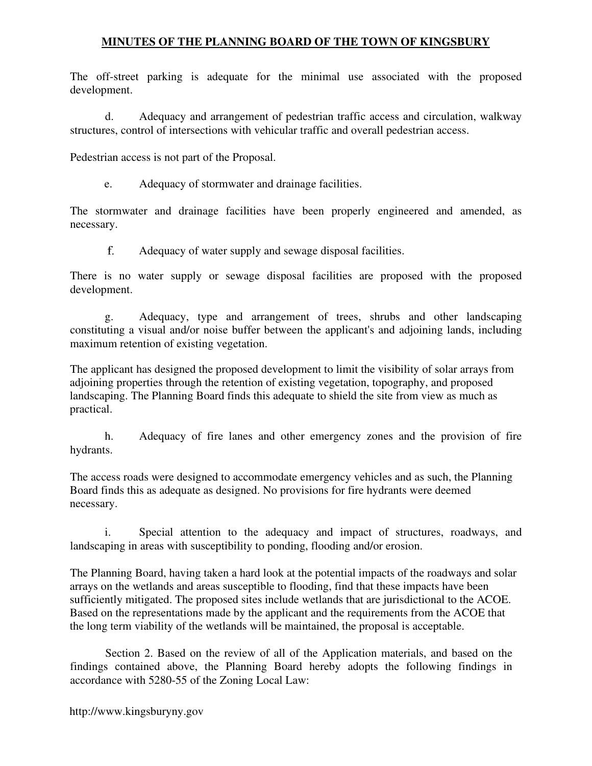The off-street parking is adequate for the minimal use associated with the proposed development.

d. Adequacy and arrangement of pedestrian traffic access and circulation, walkway structures, control of intersections with vehicular traffic and overall pedestrian access.

Pedestrian access is not part of the Proposal.

e. Adequacy of stormwater and drainage facilities.

The stormwater and drainage facilities have been properly engineered and amended, as necessary.

f. Adequacy of water supply and sewage disposal facilities.

There is no water supply or sewage disposal facilities are proposed with the proposed development.

g. Adequacy, type and arrangement of trees, shrubs and other landscaping constituting a visual and/or noise buffer between the applicant's and adjoining lands, including maximum retention of existing vegetation.

The applicant has designed the proposed development to limit the visibility of solar arrays from adjoining properties through the retention of existing vegetation, topography, and proposed landscaping. The Planning Board finds this adequate to shield the site from view as much as practical.

h. Adequacy of fire lanes and other emergency zones and the provision of fire hydrants.

The access roads were designed to accommodate emergency vehicles and as such, the Planning Board finds this as adequate as designed. No provisions for fire hydrants were deemed necessary.

i. Special attention to the adequacy and impact of structures, roadways, and landscaping in areas with susceptibility to ponding, flooding and/or erosion.

The Planning Board, having taken a hard look at the potential impacts of the roadways and solar arrays on the wetlands and areas susceptible to flooding, find that these impacts have been sufficiently mitigated. The proposed sites include wetlands that are jurisdictional to the ACOE. Based on the representations made by the applicant and the requirements from the ACOE that the long term viability of the wetlands will be maintained, the proposal is acceptable.

Section 2. Based on the review of all of the Application materials, and based on the findings contained above, the Planning Board hereby adopts the following findings in accordance with 5280-55 of the Zoning Local Law: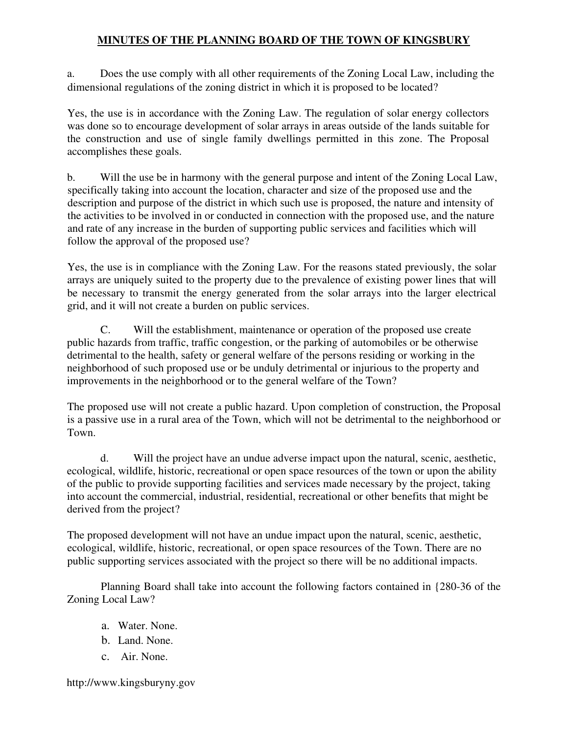a. Does the use comply with all other requirements of the Zoning Local Law, including the dimensional regulations of the zoning district in which it is proposed to be located?

Yes, the use is in accordance with the Zoning Law. The regulation of solar energy collectors was done so to encourage development of solar arrays in areas outside of the lands suitable for the construction and use of single family dwellings permitted in this zone. The Proposal accomplishes these goals.

b. Will the use be in harmony with the general purpose and intent of the Zoning Local Law, specifically taking into account the location, character and size of the proposed use and the description and purpose of the district in which such use is proposed, the nature and intensity of the activities to be involved in or conducted in connection with the proposed use, and the nature and rate of any increase in the burden of supporting public services and facilities which will follow the approval of the proposed use?

Yes, the use is in compliance with the Zoning Law. For the reasons stated previously, the solar arrays are uniquely suited to the property due to the prevalence of existing power lines that will be necessary to transmit the energy generated from the solar arrays into the larger electrical grid, and it will not create a burden on public services.

C. Will the establishment, maintenance or operation of the proposed use create public hazards from traffic, traffic congestion, or the parking of automobiles or be otherwise detrimental to the health, safety or general welfare of the persons residing or working in the neighborhood of such proposed use or be unduly detrimental or injurious to the property and improvements in the neighborhood or to the general welfare of the Town?

The proposed use will not create a public hazard. Upon completion of construction, the Proposal is a passive use in a rural area of the Town, which will not be detrimental to the neighborhood or Town.

d. Will the project have an undue adverse impact upon the natural, scenic, aesthetic, ecological, wildlife, historic, recreational or open space resources of the town or upon the ability of the public to provide supporting facilities and services made necessary by the project, taking into account the commercial, industrial, residential, recreational or other benefits that might be derived from the project?

The proposed development will not have an undue impact upon the natural, scenic, aesthetic, ecological, wildlife, historic, recreational, or open space resources of the Town. There are no public supporting services associated with the project so there will be no additional impacts.

Planning Board shall take into account the following factors contained in {280-36 of the Zoning Local Law?

a. Water. None.
b. Land. None.
c. Air. None.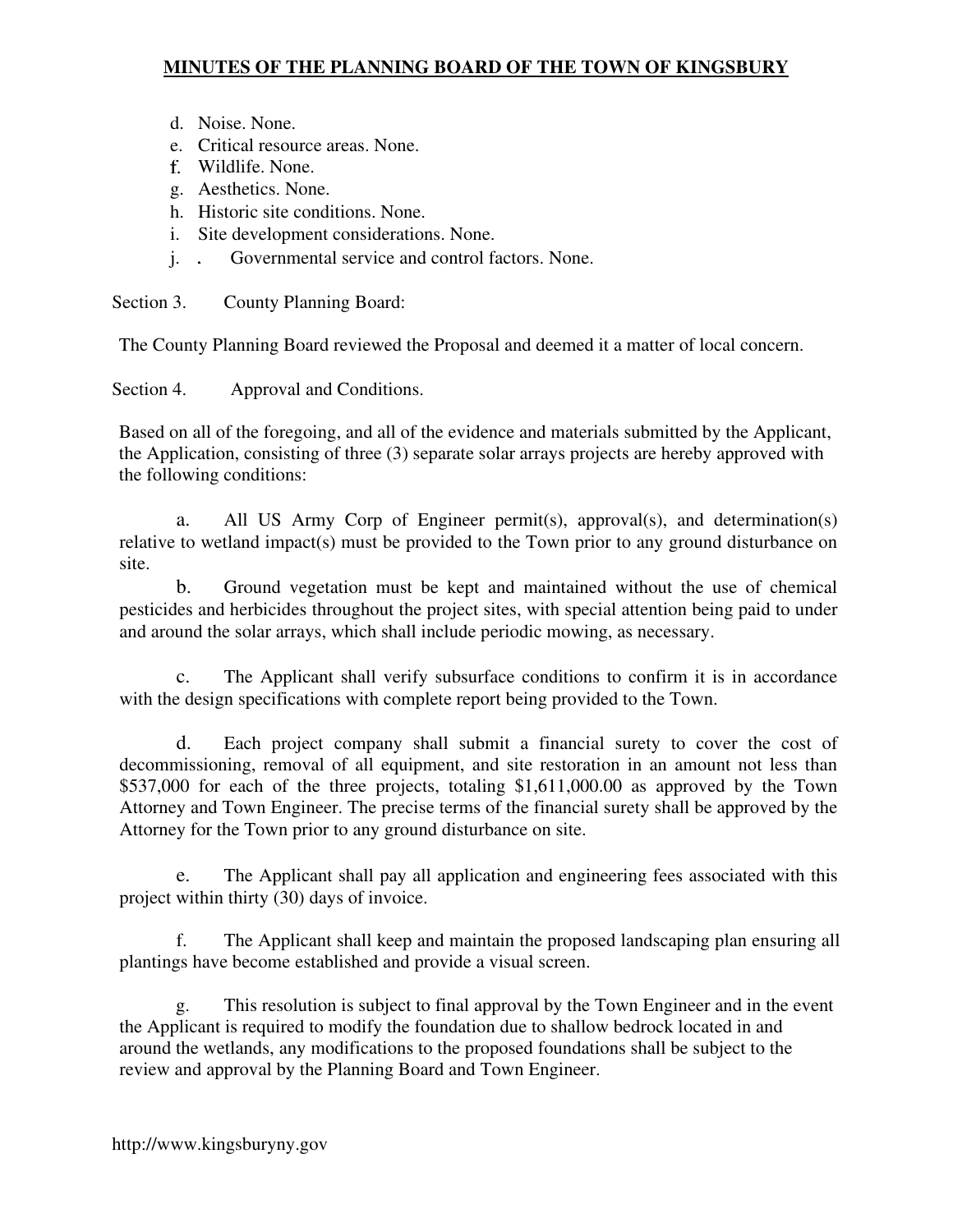d. Noise. None.
e. Critical resource areas. None.
f. Wildlife. None.
g. Aesthetics. None.
h. Historic site conditions. None.
i. Site development considerations. None.
j. . Governmental service and control factors. None.

Section 3. County Planning Board:

The County Planning Board reviewed the Proposal and deemed it a matter of local concern.

Section 4. Approval and Conditions.

Based on all of the foregoing, and all of the evidence and materials submitted by the Applicant, the Application, consisting of three (3) separate solar arrays projects are hereby approved with the following conditions:

a. All US Army Corp of Engineer permit(s), approval(s), and determination(s) relative to wetland impact(s) must be provided to the Town prior to any ground disturbance on site.

b. Ground vegetation must be kept and maintained without the use of chemical pesticides and herbicides throughout the project sites, with special attention being paid to under and around the solar arrays, which shall include periodic mowing, as necessary.

c. The Applicant shall verify subsurface conditions to confirm it is in accordance with the design specifications with complete report being provided to the Town.

d. Each project company shall submit a financial surety to cover the cost of decommissioning, removal of all equipment, and site restoration in an amount not less than $537,000 for each of the three projects, totaling $1,611,000.00 as approved by the Town Attorney and Town Engineer. The precise terms of the financial surety shall be approved by the Attorney for the Town prior to any ground disturbance on site.

e. The Applicant shall pay all application and engineering fees associated with this project within thirty (30) days of invoice.

f. The Applicant shall keep and maintain the proposed landscaping plan ensuring all plantings have become established and provide a visual screen.

g. This resolution is subject to final approval by the Town Engineer and in the event the Applicant is required to modify the foundation due to shallow bedrock located in and around the wetlands, any modifications to the proposed foundations shall be subject to the review and approval by the Planning Board and Town Engineer.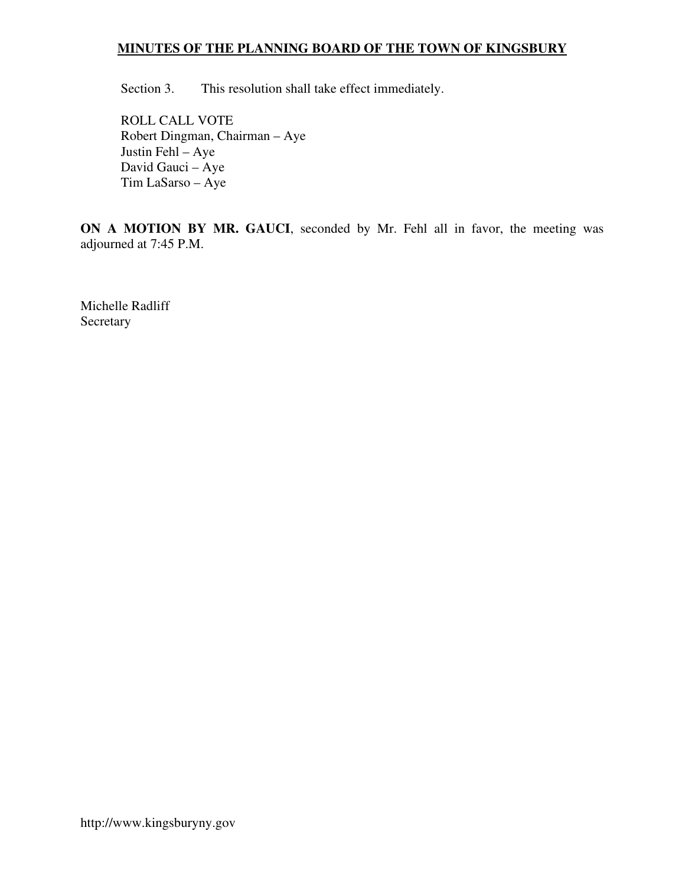Section 3. This resolution shall take effect immediately.

ROLL CALL VOTE
Robert Dingman, Chairman – Aye
Justin Fehl – Aye
David Gauci – Aye
Tim LaSarso – Aye

**ON A MOTION BY MR. GAUCI**, seconded by Mr. Fehl all in favor, the meeting was adjourned at 7:45 P.M.

Michelle Radliff
Secretary